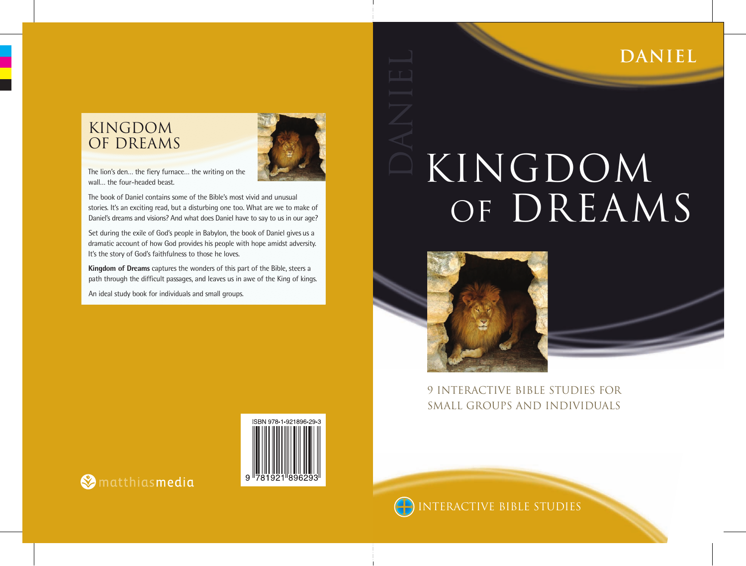# DANIEL

# KINGDOM OF DREAMS

9 INTERACTIVE BIBLE STUDIES FOR SMALL GROUPS AND INDIVIDUALS

INTERACTIVE BIBLE STUDIES

## KINGDOM OF DREAMS

The lion's den… the fiery furnace… the writing on the wall… the four-headed beast.

The book of Daniel contains some of the Bible's most vivid and unusual stories. It's an exciting read, but a disturbing one too. What are we to make of Daniel's dreams and visions? And what does Daniel have to say to us in our age?

Set during the exile of God's people in Babylon, the book of Daniel gives us a dramatic account of how God provides his people with hope amidst adversity. It's the story of God's faithfulness to those he loves.

**Kingdom of Dreams** captures the wonders of this part of the Bible, steers a path through the difficult passages, and leaves us in awe of the King of kings.

An ideal study book for individuals and small groups.

matthiasmedia

ISBN 978-1-921896-29-3

9 781921 896293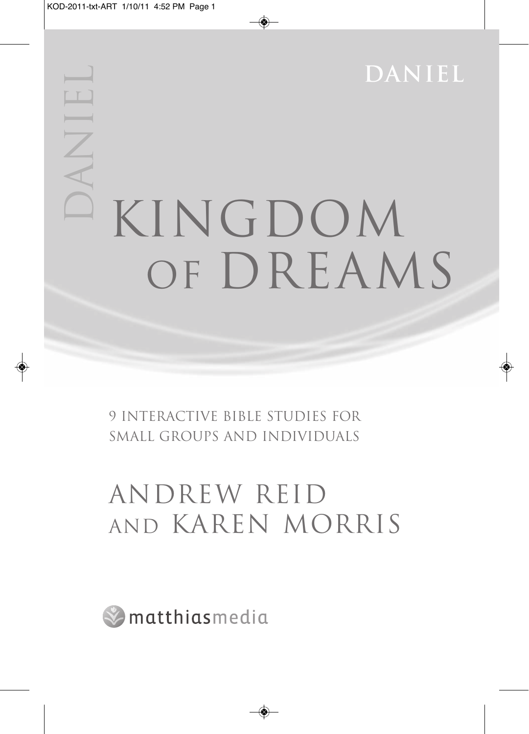DANIEL

# KINGDOM OF DREAMS

9 INTERACTIVE BIBLE STUDIES FOR SMALL GROUPS AND INDIVIDUALS

## ANDREW REID AND KAREN MORRIS

matthiasmedia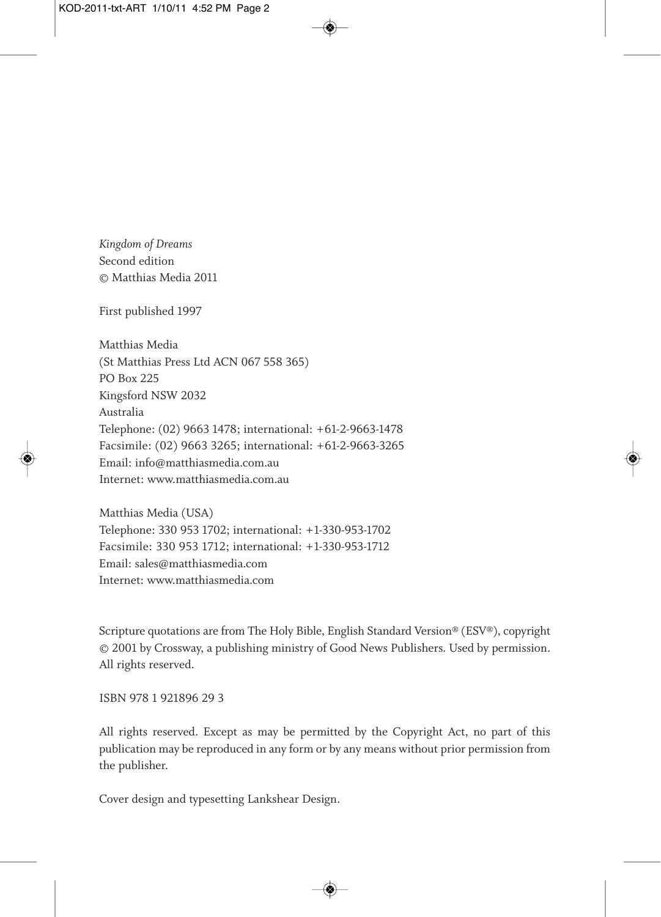*Kingdom of Dreams*
Second edition
© Matthias Media 2011

First published 1997

Matthias Media
(St Matthias Press Ltd ACN 067 558 365)
PO Box 225
Kingsford NSW 2032
Australia
Telephone: (02) 9663 1478; international: +61-2-9663-1478
Facsimile: (02) 9663 3265; international: +61-2-9663-3265
Email: info@matthiasmedia.com.au
Internet: www.matthiasmedia.com.au

Matthias Media (USA)
Telephone: 330 953 1702; international: +1-330-953-1702
Facsimile: 330 953 1712; international: +1-330-953-1712
Email: sales@matthiasmedia.com
Internet: www.matthiasmedia.com

Scripture quotations are from The Holy Bible, English Standard Version® (ESV®), copyright © 2001 by Crossway, a publishing ministry of Good News Publishers. Used by permission. All rights reserved.

ISBN 978 1 921896 29 3

All rights reserved. Except as may be permitted by the Copyright Act, no part of this publication may be reproduced in any form or by any means without prior permission from the publisher.

Cover design and typesetting Lankshear Design.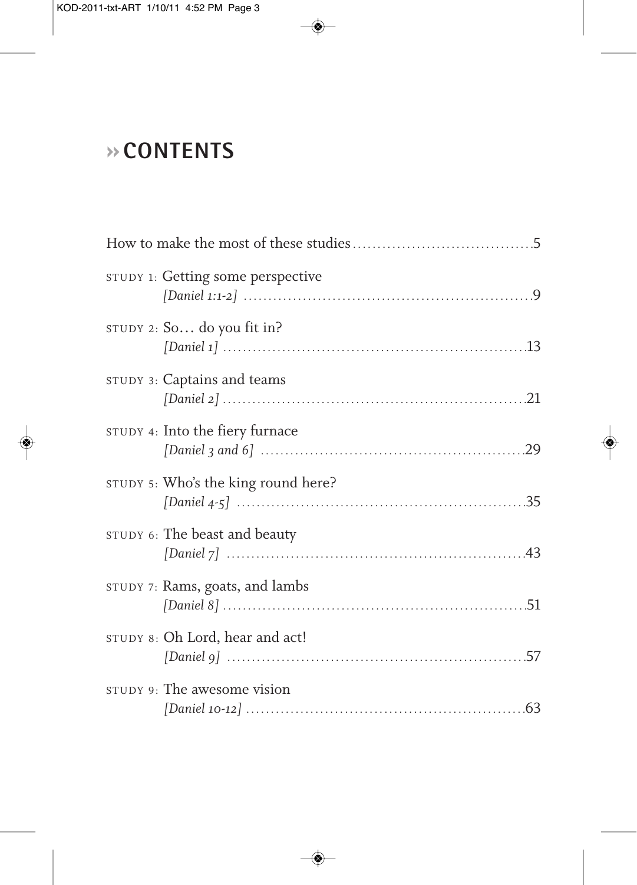# » CONTENTS

How to make the most of these studies .................................... 5

STUDY 1: Getting some perspective
*[Daniel 1:1-2]* .................................... 9

STUDY 2: So… do you fit in?
*[Daniel 1]* .................................... 13

STUDY 3: Captains and teams
*[Daniel 2]* .................................... 21

STUDY 4: Into the fiery furnace
*[Daniel 3 and 6]* .................................... 29

STUDY 5: Who's the king round here?
*[Daniel 4-5]* .................................... 35

STUDY 6: The beast and beauty
*[Daniel 7]* .................................... 43

STUDY 7: Rams, goats, and lambs
*[Daniel 8]* .................................... 51

STUDY 8: Oh Lord, hear and act!
*[Daniel 9]* .................................... 57

STUDY 9: The awesome vision
*[Daniel 10-12]* .................................... 63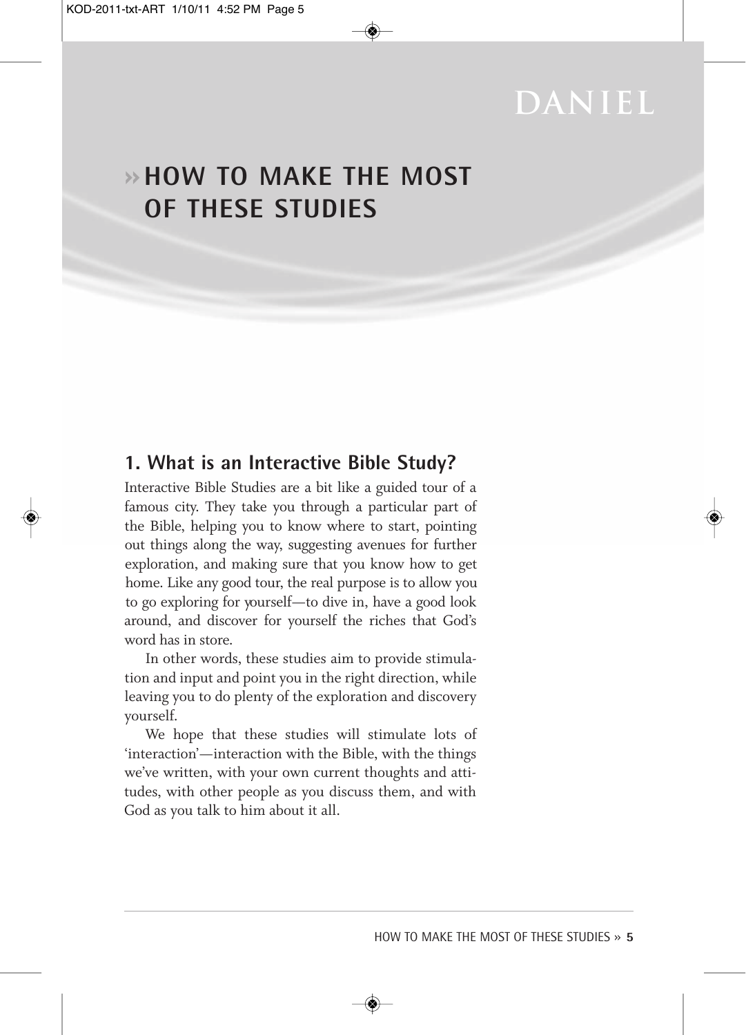# HOW TO MAKE THE MOST OF THESE STUDIES

## 1. What is an Interactive Bible Study?

Interactive Bible Studies are a bit like a guided tour of a famous city. They take you through a particular part of the Bible, helping you to know where to start, pointing out things along the way, suggesting avenues for further exploration, and making sure that you know how to get home. Like any good tour, the real purpose is to allow you to go exploring for yourself—to dive in, have a good look around, and discover for yourself the riches that God's word has in store.

In other words, these studies aim to provide stimulation and input and point you in the right direction, while leaving you to do plenty of the exploration and discovery yourself.

We hope that these studies will stimulate lots of 'interaction'—interaction with the Bible, with the things we've written, with your own current thoughts and attitudes, with other people as you discuss them, and with God as you talk to him about it all.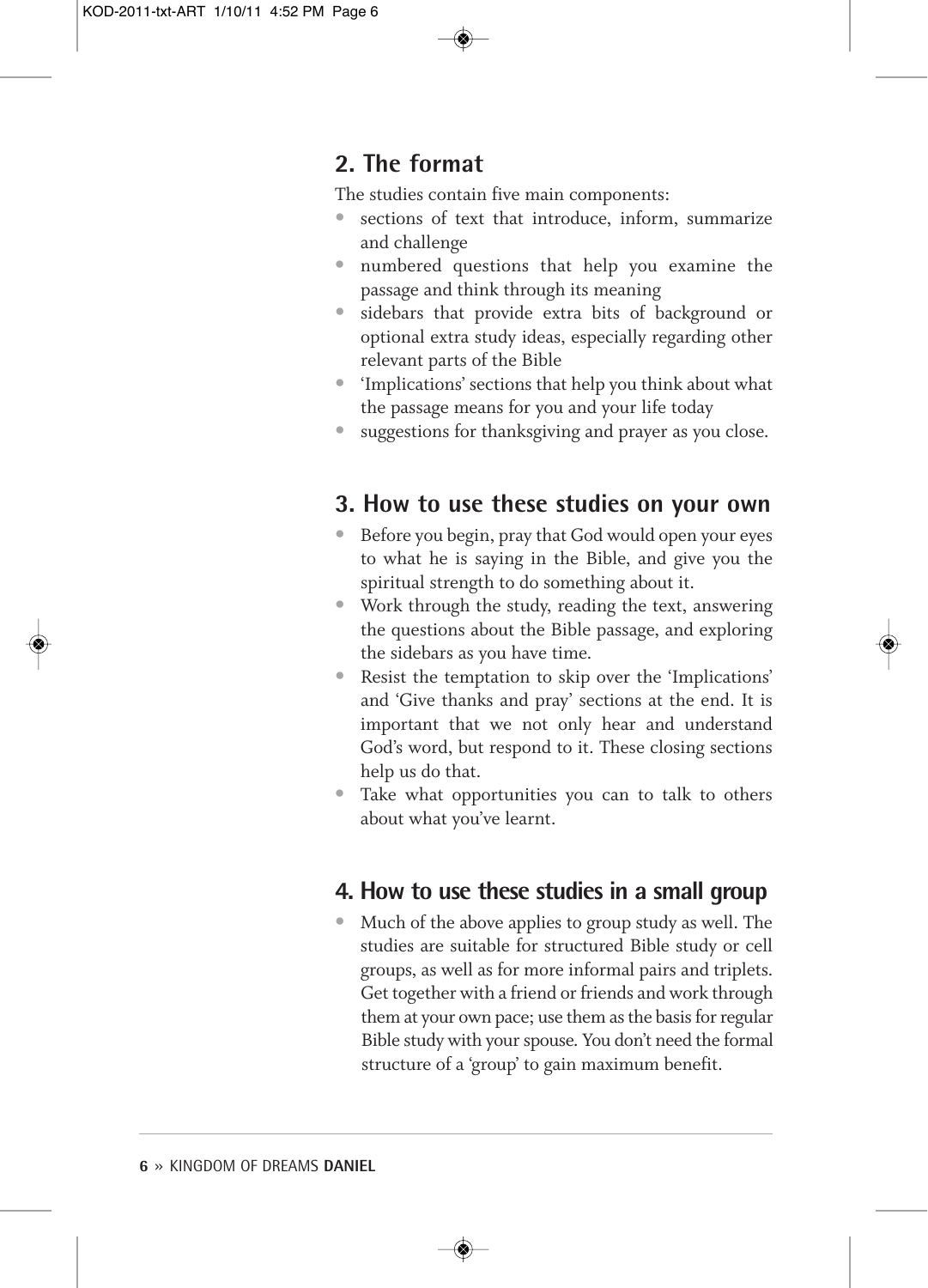## 2. The format

The studies contain five main components:

- sections of text that introduce, inform, summarize and challenge
- numbered questions that help you examine the passage and think through its meaning
- sidebars that provide extra bits of background or optional extra study ideas, especially regarding other relevant parts of the Bible
- 'Implications' sections that help you think about what the passage means for you and your life today
- suggestions for thanksgiving and prayer as you close.

## 3. How to use these studies on your own

- Before you begin, pray that God would open your eyes to what he is saying in the Bible, and give you the spiritual strength to do something about it.
- Work through the study, reading the text, answering the questions about the Bible passage, and exploring the sidebars as you have time.
- Resist the temptation to skip over the 'Implications' and 'Give thanks and pray' sections at the end. It is important that we not only hear and understand God's word, but respond to it. These closing sections help us do that.
- Take what opportunities you can to talk to others about what you've learnt.

## 4. How to use these studies in a small group

- Much of the above applies to group study as well. The studies are suitable for structured Bible study or cell groups, as well as for more informal pairs and triplets. Get together with a friend or friends and work through them at your own pace; use them as the basis for regular Bible study with your spouse. You don't need the formal structure of a 'group' to gain maximum benefit.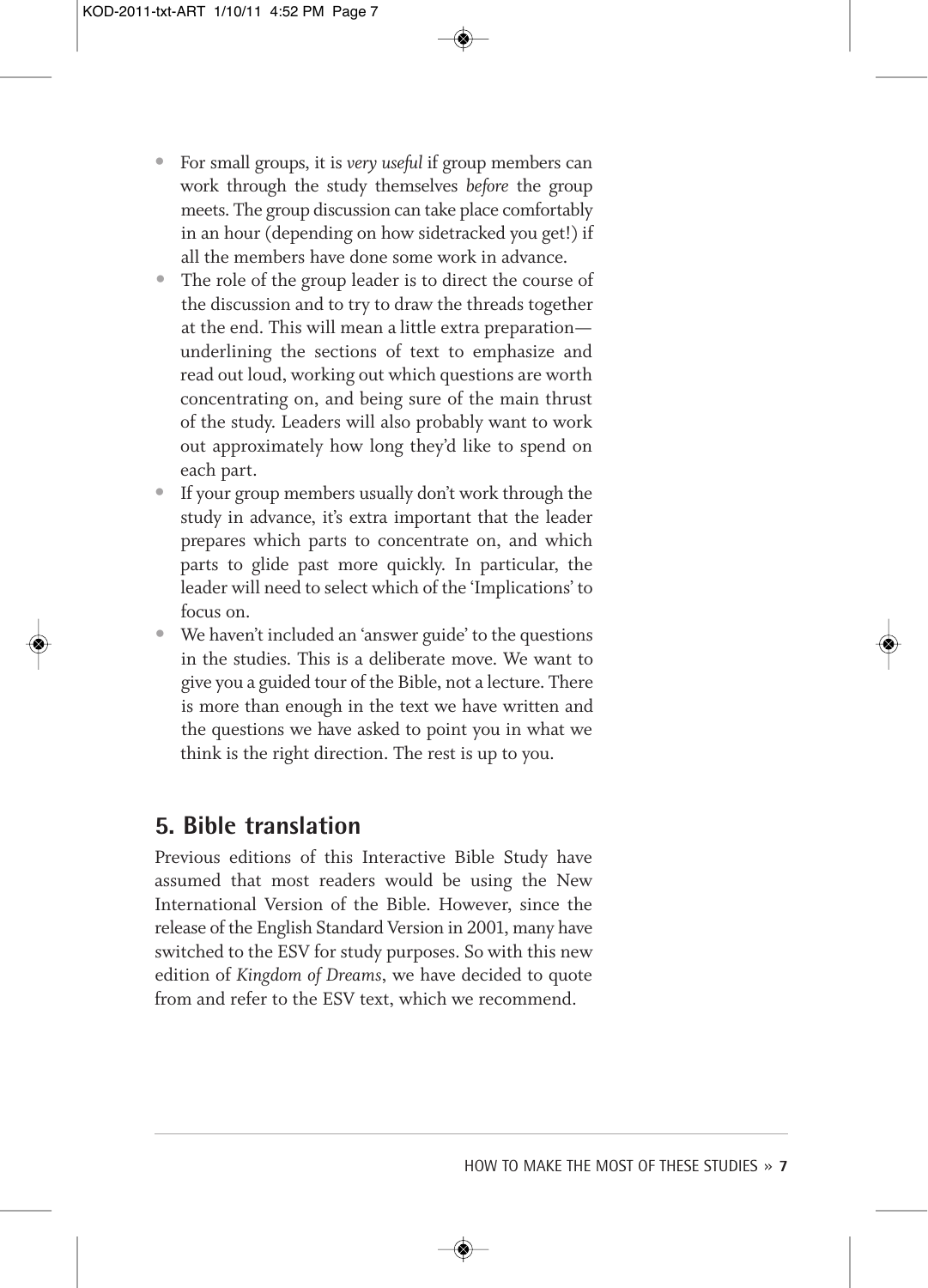- For small groups, it is *very useful* if group members can work through the study themselves *before* the group meets. The group discussion can take place comfortably in an hour (depending on how sidetracked you get!) if all the members have done some work in advance.
- The role of the group leader is to direct the course of the discussion and to try to draw the threads together at the end. This will mean a little extra preparation—underlining the sections of text to emphasize and read out loud, working out which questions are worth concentrating on, and being sure of the main thrust of the study. Leaders will also probably want to work out approximately how long they'd like to spend on each part.
- If your group members usually don't work through the study in advance, it's extra important that the leader prepares which parts to concentrate on, and which parts to glide past more quickly. In particular, the leader will need to select which of the 'Implications' to focus on.
- We haven't included an 'answer guide' to the questions in the studies. This is a deliberate move. We want to give you a guided tour of the Bible, not a lecture. There is more than enough in the text we have written and the questions we have asked to point you in what we think is the right direction. The rest is up to you.

## 5. Bible translation

Previous editions of this Interactive Bible Study have assumed that most readers would be using the New International Version of the Bible. However, since the release of the English Standard Version in 2001, many have switched to the ESV for study purposes. So with this new edition of *Kingdom of Dreams*, we have decided to quote from and refer to the ESV text, which we recommend.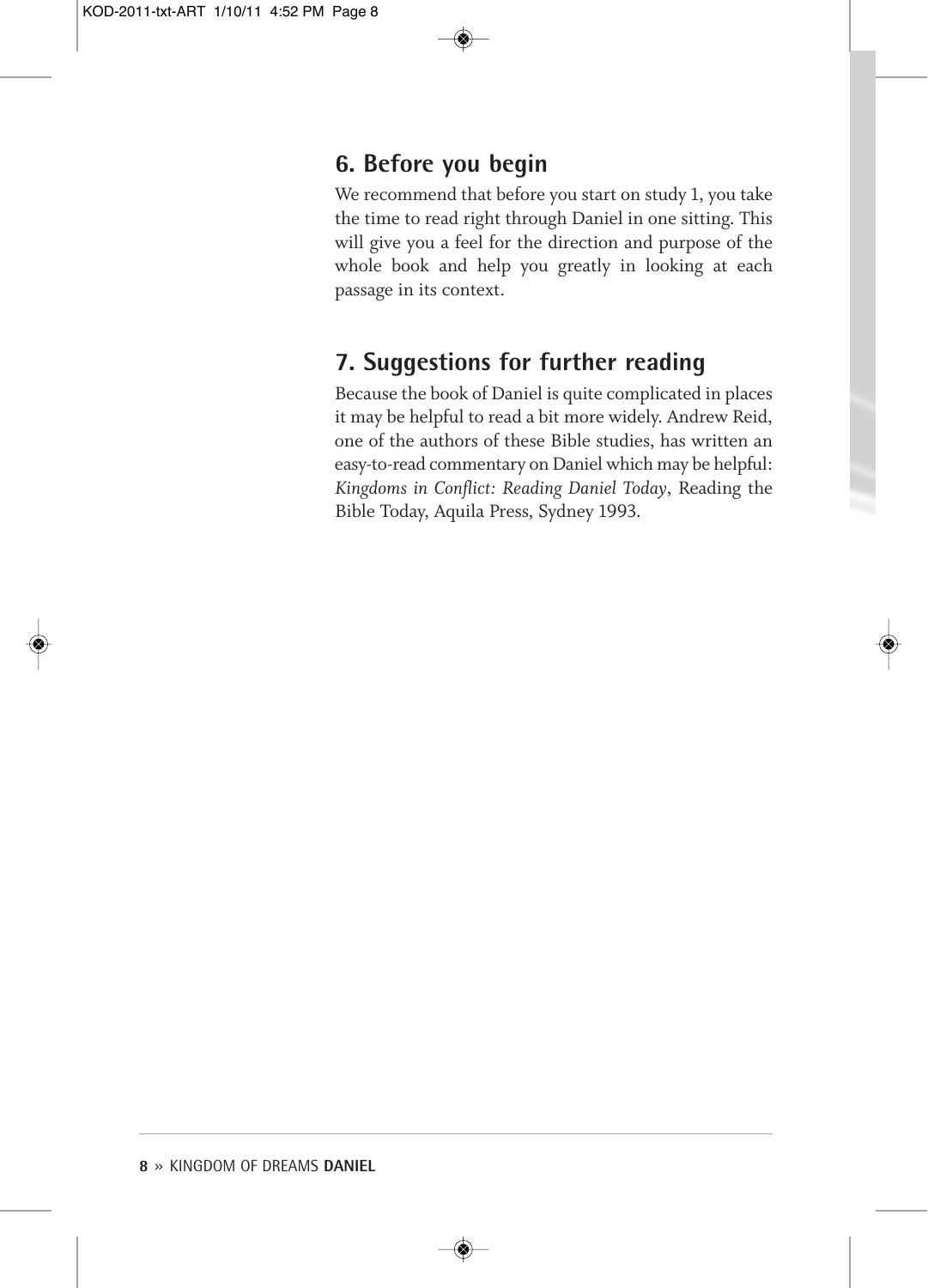## 6. Before you begin

We recommend that before you start on study 1, you take the time to read right through Daniel in one sitting. This will give you a feel for the direction and purpose of the whole book and help you greatly in looking at each passage in its context.

## 7. Suggestions for further reading

Because the book of Daniel is quite complicated in places it may be helpful to read a bit more widely. Andrew Reid, one of the authors of these Bible studies, has written an easy-to-read commentary on Daniel which may be helpful: *Kingdoms in Conflict: Reading Daniel Today*, Reading the Bible Today, Aquila Press, Sydney 1993.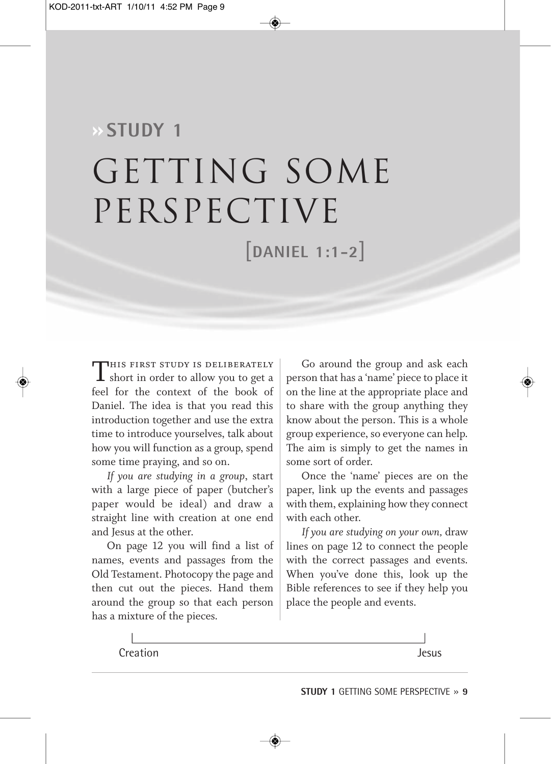## » STUDY 1

# GETTING SOME PERSPECTIVE

## [DANIEL 1:1-2]

THIS FIRST STUDY IS DELIBERATELY short in order to allow you to get a feel for the context of the book of Daniel. The idea is that you read this introduction together and use the extra time to introduce yourselves, talk about how you will function as a group, spend some time praying, and so on.

*If you are studying in a group*, start with a large piece of paper (butcher's paper would be ideal) and draw a straight line with creation at one end and Jesus at the other.

On page 12 you will find a list of names, events and passages from the Old Testament. Photocopy the page and then cut out the pieces. Hand them around the group so that each person has a mixture of the pieces.

Go around the group and ask each person that has a 'name' piece to place it on the line at the appropriate place and to share with the group anything they know about the person. This is a whole group experience, so everyone can help. The aim is simply to get the names in some sort of order.

Once the 'name' pieces are on the paper, link up the events and passages with them, explaining how they connect with each other.

*If you are studying on your own,* draw lines on page 12 to connect the people with the correct passages and events. When you've done this, look up the Bible references to see if they help you place the people and events.

Creation —————————————————— Jesus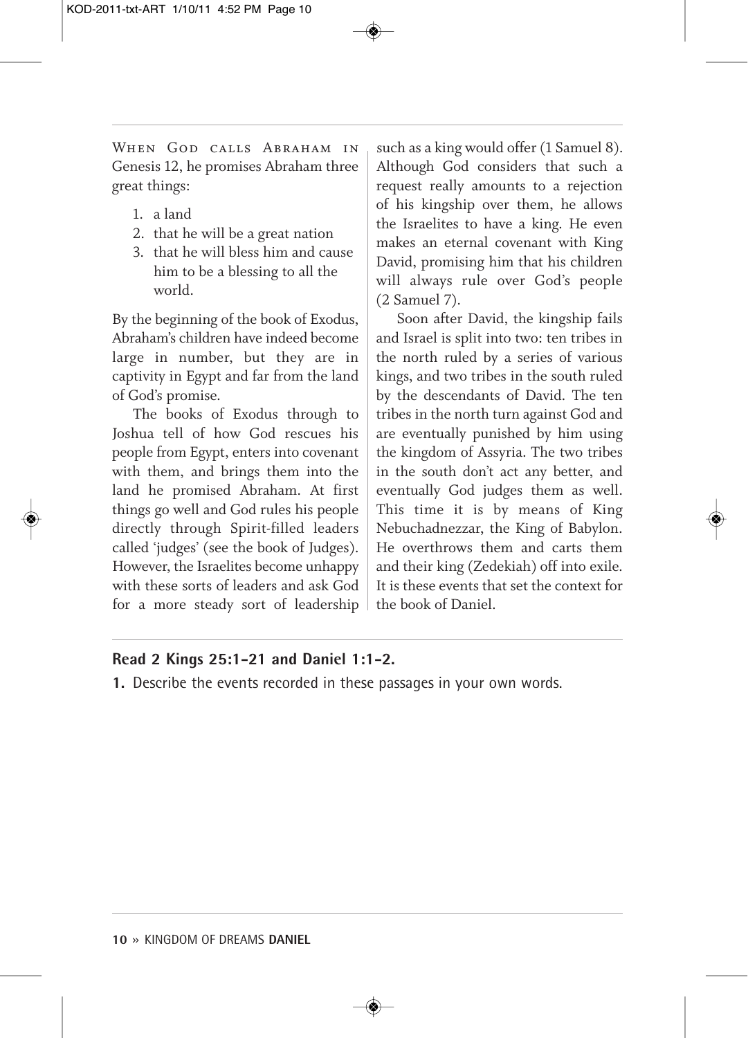WHEN GOD CALLS ABRAHAM IN Genesis 12, he promises Abraham three great things:

1. a land
2. that he will be a great nation
3. that he will bless him and cause him to be a blessing to all the world.

By the beginning of the book of Exodus, Abraham's children have indeed become large in number, but they are in captivity in Egypt and far from the land of God's promise.

The books of Exodus through to Joshua tell of how God rescues his people from Egypt, enters into covenant with them, and brings them into the land he promised Abraham. At first things go well and God rules his people directly through Spirit-filled leaders called 'judges' (see the book of Judges). However, the Israelites become unhappy with these sorts of leaders and ask God for a more steady sort of leadership such as a king would offer (1 Samuel 8). Although God considers that such a request really amounts to a rejection of his kingship over them, he allows the Israelites to have a king. He even makes an eternal covenant with King David, promising him that his children will always rule over God's people (2 Samuel 7).

Soon after David, the kingship fails and Israel is split into two: ten tribes in the north ruled by a series of various kings, and two tribes in the south ruled by the descendants of David. The ten tribes in the north turn against God and are eventually punished by him using the kingdom of Assyria. The two tribes in the south don't act any better, and eventually God judges them as well. This time it is by means of King Nebuchadnezzar, the King of Babylon. He overthrows them and carts them and their king (Zedekiah) off into exile. It is these events that set the context for the book of Daniel.

**Read 2 Kings 25:1-21 and Daniel 1:1-2.**

**1.** Describe the events recorded in these passages in your own words.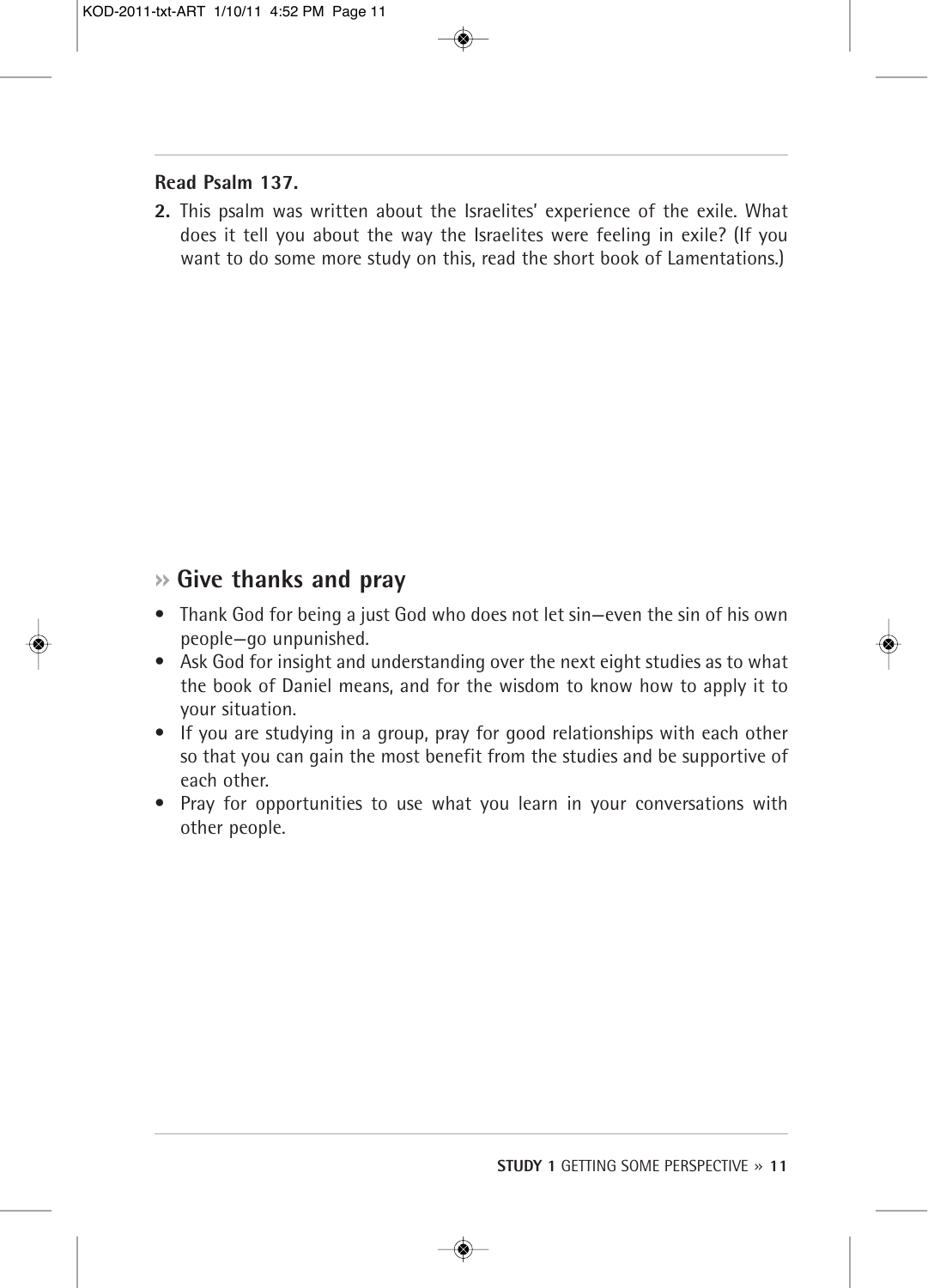**Read Psalm 137.**

**2.** This psalm was written about the Israelites' experience of the exile. What does it tell you about the way the Israelites were feeling in exile? (If you want to do some more study on this, read the short book of Lamentations.)

## » Give thanks and pray

- Thank God for being a just God who does not let sin—even the sin of his own people—go unpunished.
- Ask God for insight and understanding over the next eight studies as to what the book of Daniel means, and for the wisdom to know how to apply it to your situation.
- If you are studying in a group, pray for good relationships with each other so that you can gain the most benefit from the studies and be supportive of each other.
- Pray for opportunities to use what you learn in your conversations with other people.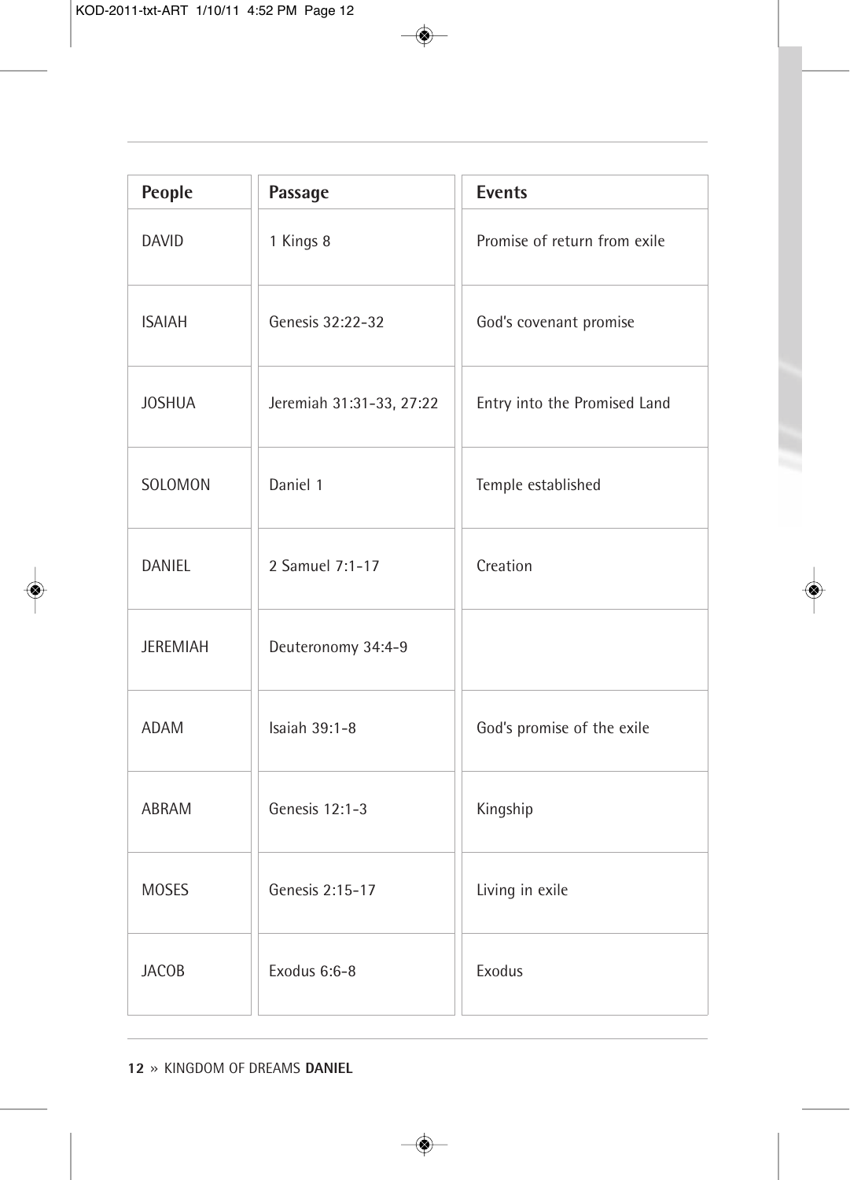| People | Passage | Events |
| --- | --- | --- |
| DAVID | 1 Kings 8 | Promise of return from exile |
| ISAIAH | Genesis 32:22-32 | God's covenant promise |
| JOSHUA | Jeremiah 31:31-33, 27:22 | Entry into the Promised Land |
| SOLOMON | Daniel 1 | Temple established |
| DANIEL | 2 Samuel 7:1-17 | Creation |
| JEREMIAH | Deuteronomy 34:4-9 | |
| ADAM | Isaiah 39:1-8 | God's promise of the exile |
| ABRAM | Genesis 12:1-3 | Kingship |
| MOSES | Genesis 2:15-17 | Living in exile |
| JACOB | Exodus 6:6-8 | Exodus |